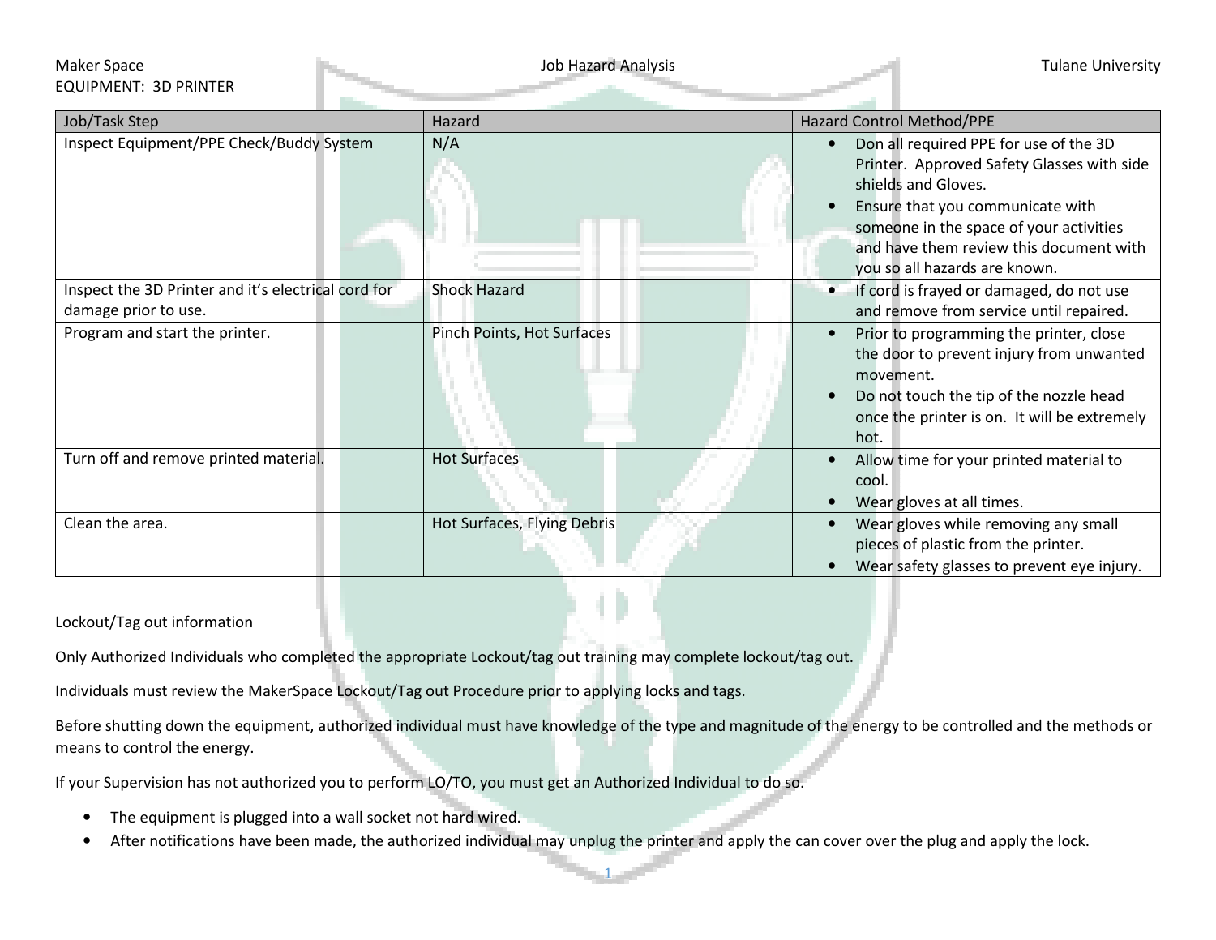Maker Space | Job Hazard Analysis | Tulane University

EQUIPMENT: 3D PRINTER

| Job/Task Step | Hazard | Hazard Control Method/PPE |
| --- | --- | --- |
| Inspect Equipment/PPE Check/Buddy System | N/A | • Don all required PPE for use of the 3D Printer. Approved Safety Glasses with side shields and Gloves.<br>• Ensure that you communicate with someone in the space of your activities and have them review this document with you so all hazards are known. |
| Inspect the 3D Printer and it's electrical cord for damage prior to use. | Shock Hazard | • If cord is frayed or damaged, do not use and remove from service until repaired. |
| Program and start the printer. | Pinch Points, Hot Surfaces | • Prior to programming the printer, close the door to prevent injury from unwanted movement.<br>• Do not touch the tip of the nozzle head once the printer is on. It will be extremely hot. |
| Turn off and remove printed material. | Hot Surfaces | • Allow time for your printed material to cool.<br>• Wear gloves at all times. |
| Clean the area. | Hot Surfaces, Flying Debris | • Wear gloves while removing any small pieces of plastic from the printer.<br>• Wear safety glasses to prevent eye injury. |

Lockout/Tag out information

Only Authorized Individuals who completed the appropriate Lockout/tag out training may complete lockout/tag out.

Individuals must review the MakerSpace Lockout/Tag out Procedure prior to applying locks and tags.

Before shutting down the equipment, authorized individual must have knowledge of the type and magnitude of the energy to be controlled and the methods or means to control the energy.

If your Supervision has not authorized you to perform LO/TO, you must get an Authorized Individual to do so.

- The equipment is plugged into a wall socket not hard wired.
- After notifications have been made, the authorized individual may unplug the printer and apply the can cover over the plug and apply the lock.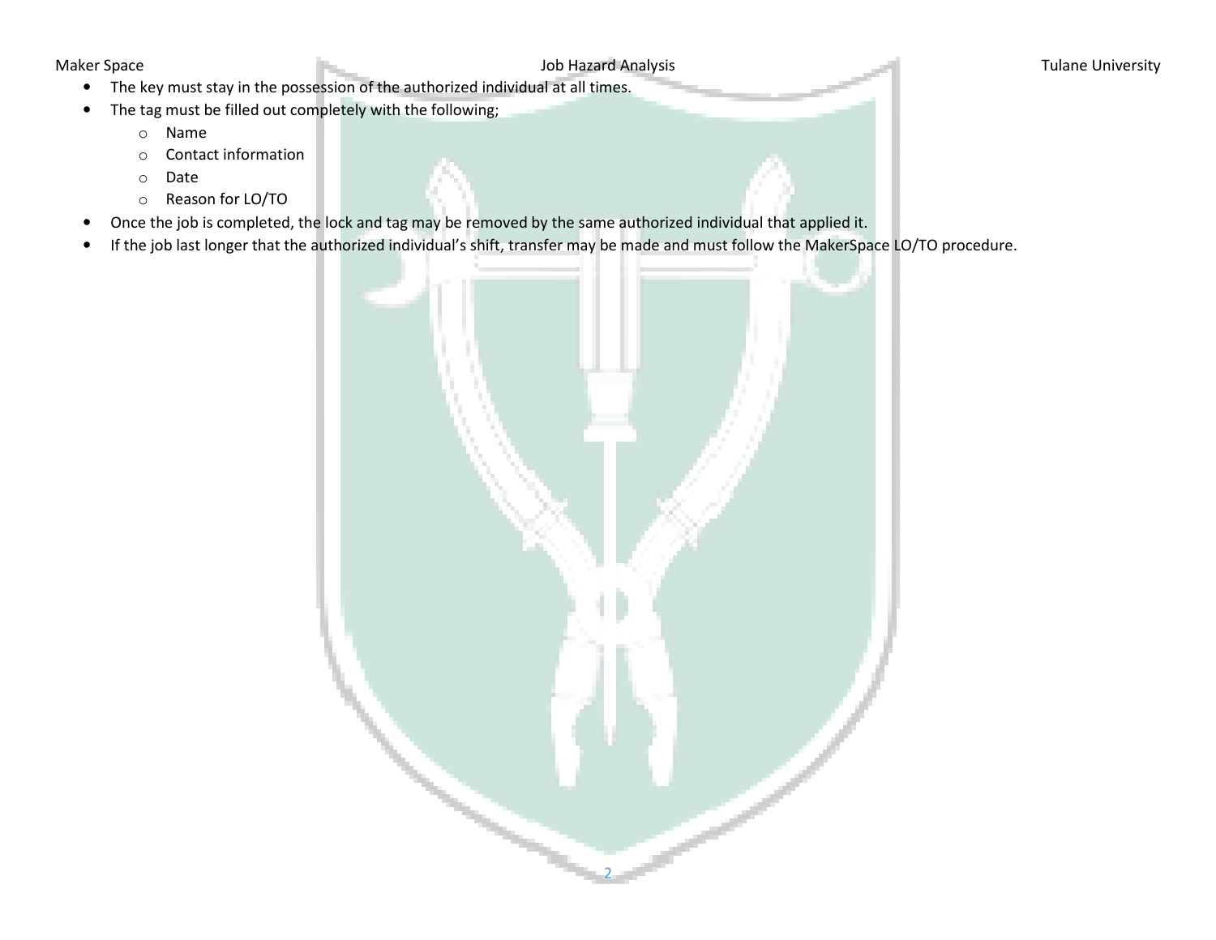- The key must stay in the possession of the authorized individual at all times.
- The tag must be filled out completely with the following;
  - Name
  - Contact information
  - Date
  - Reason for LO/TO
- Once the job is completed, the lock and tag may be removed by the same authorized individual that applied it.
- If the job last longer that the authorized individual's shift, transfer may be made and must follow the MakerSpace LO/TO procedure.